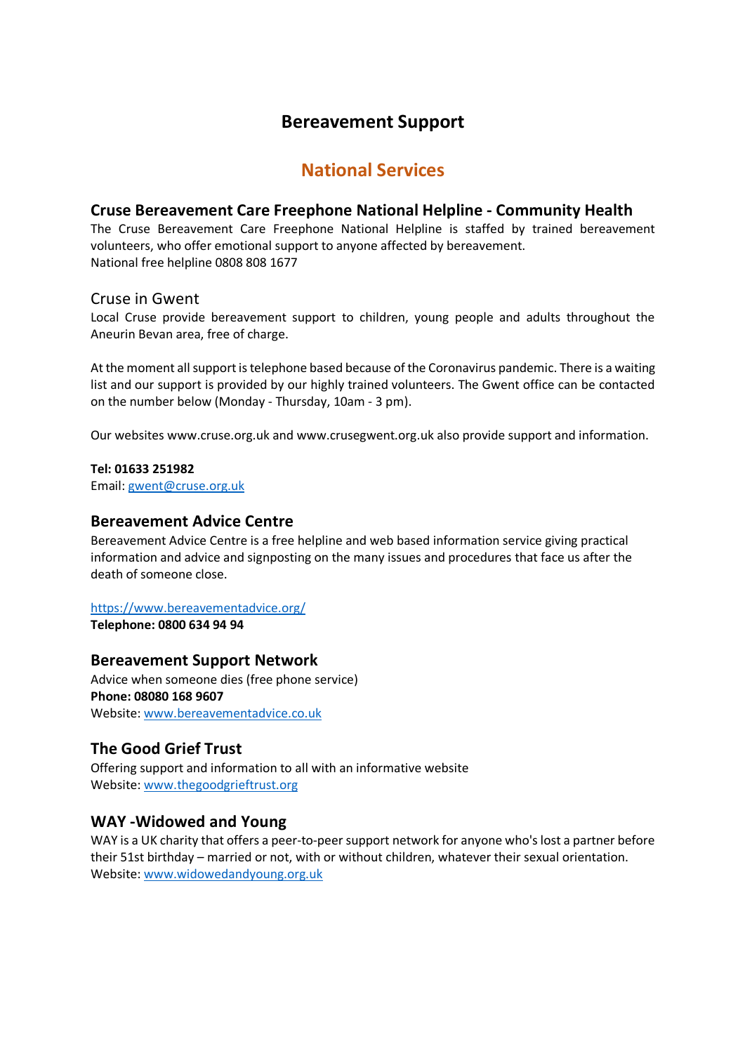# Bereavement Support

## National Services

### Cruse Bereavement Care Freephone National Helpline - Community Health

The Cruse Bereavement Care Freephone National Helpline is staffed by trained bereavement volunteers, who offer emotional support to anyone affected by bereavement.
National free helpline 0808 808 1677

### Cruse in Gwent

Local Cruse provide bereavement support to children, young people and adults throughout the Aneurin Bevan area, free of charge.

At the moment all support is telephone based because of the Coronavirus pandemic. There is a waiting list and our support is provided by our highly trained volunteers. The Gwent office can be contacted on the number below (Monday - Thursday, 10am - 3 pm).

Our websites www.cruse.org.uk and www.crusegwent.org.uk also provide support and information.

**Tel: 01633 251982**
Email: gwent@cruse.org.uk

### Bereavement Advice Centre

Bereavement Advice Centre is a free helpline and web based information service giving practical information and advice and signposting on the many issues and procedures that face us after the death of someone close.

https://www.bereavementadvice.org/
**Telephone: 0800 634 94 94**

### Bereavement Support Network

Advice when someone dies (free phone service)
**Phone: 08080 168 9607**
Website: www.bereavementadvice.co.uk

### The Good Grief Trust

Offering support and information to all with an informative website
Website: www.thegoodgrieftrust.org

### WAY -Widowed and Young

WAY is a UK charity that offers a peer-to-peer support network for anyone who's lost a partner before their 51st birthday – married or not, with or without children, whatever their sexual orientation.
Website: www.widowedandyoung.org.uk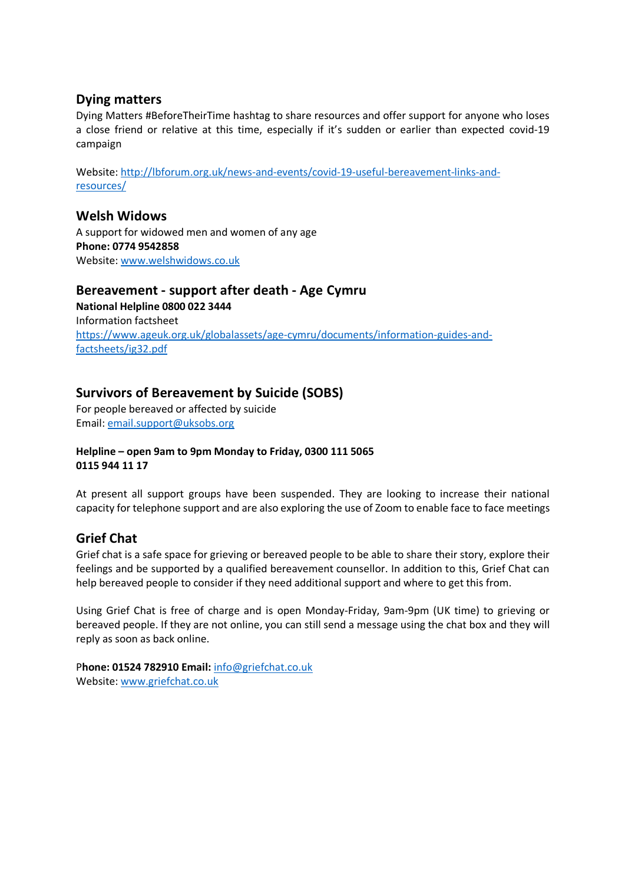## Dying matters

Dying Matters #BeforeTheirTime hashtag to share resources and offer support for anyone who loses a close friend or relative at this time, especially if it's sudden or earlier than expected covid-19 campaign

Website: http://lbforum.org.uk/news-and-events/covid-19-useful-bereavement-links-and-resources/

## Welsh Widows

A support for widowed men and women of any age
**Phone: 0774 9542858**
Website: www.welshwidows.co.uk

## Bereavement - support after death - Age Cymru

**National Helpline 0800 022 3444**
Information factsheet
https://www.ageuk.org.uk/globalassets/age-cymru/documents/information-guides-and-factsheets/ig32.pdf

## Survivors of Bereavement by Suicide (SOBS)

For people bereaved or affected by suicide
Email: email.support@uksobs.org

**Helpline – open 9am to 9pm Monday to Friday, 0300 111 5065**
**0115 944 11 17**

At present all support groups have been suspended. They are looking to increase their national capacity for telephone support and are also exploring the use of Zoom to enable face to face meetings

## Grief Chat

Grief chat is a safe space for grieving or bereaved people to be able to share their story, explore their feelings and be supported by a qualified bereavement counsellor. In addition to this, Grief Chat can help bereaved people to consider if they need additional support and where to get this from.

Using Grief Chat is free of charge and is open Monday-Friday, 9am-9pm (UK time) to grieving or bereaved people. If they are not online, you can still send a message using the chat box and they will reply as soon as back online.

**Phone: 01524 782910 Email:** info@griefchat.co.uk
Website: www.griefchat.co.uk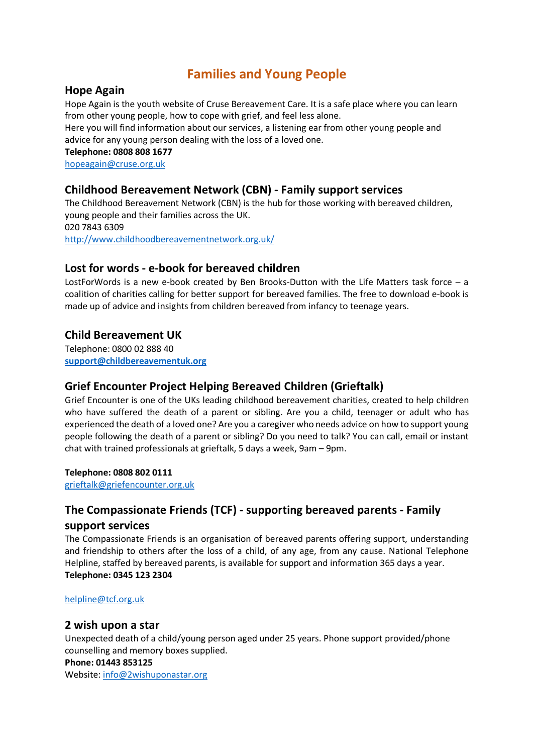# Families and Young People

## Hope Again

Hope Again is the youth website of Cruse Bereavement Care. It is a safe place where you can learn from other young people, how to cope with grief, and feel less alone.

Here you will find information about our services, a listening ear from other young people and advice for any young person dealing with the loss of a loved one.

**Telephone: 0808 808 1677**

hopeagain@cruse.org.uk

## Childhood Bereavement Network (CBN) - Family support services

The Childhood Bereavement Network (CBN) is the hub for those working with bereaved children, young people and their families across the UK.

020 7843 6309

http://www.childhoodbereavementnetwork.org.uk/

## Lost for words - e-book for bereaved children

LostForWords is a new e-book created by Ben Brooks-Dutton with the Life Matters task force – a coalition of charities calling for better support for bereaved families. The free to download e-book is made up of advice and insights from children bereaved from infancy to teenage years.

## Child Bereavement UK

Telephone: 0800 02 888 40

**support@childbereavementuk.org**

## Grief Encounter Project Helping Bereaved Children (Grieftalk)

Grief Encounter is one of the UKs leading childhood bereavement charities, created to help children who have suffered the death of a parent or sibling. Are you a child, teenager or adult who has experienced the death of a loved one? Are you a caregiver who needs advice on how to support young people following the death of a parent or sibling? Do you need to talk? You can call, email or instant chat with trained professionals at grieftalk, 5 days a week, 9am – 9pm.

**Telephone: 0808 802 0111**

grieftalk@griefencounter.org.uk

## The Compassionate Friends (TCF) - supporting bereaved parents - Family support services

The Compassionate Friends is an organisation of bereaved parents offering support, understanding and friendship to others after the loss of a child, of any age, from any cause. National Telephone Helpline, staffed by bereaved parents, is available for support and information 365 days a year.

**Telephone: 0345 123 2304**

helpline@tcf.org.uk

## 2 wish upon a star

Unexpected death of a child/young person aged under 25 years. Phone support provided/phone counselling and memory boxes supplied.

**Phone: 01443 853125**

Website: info@2wishuponastar.org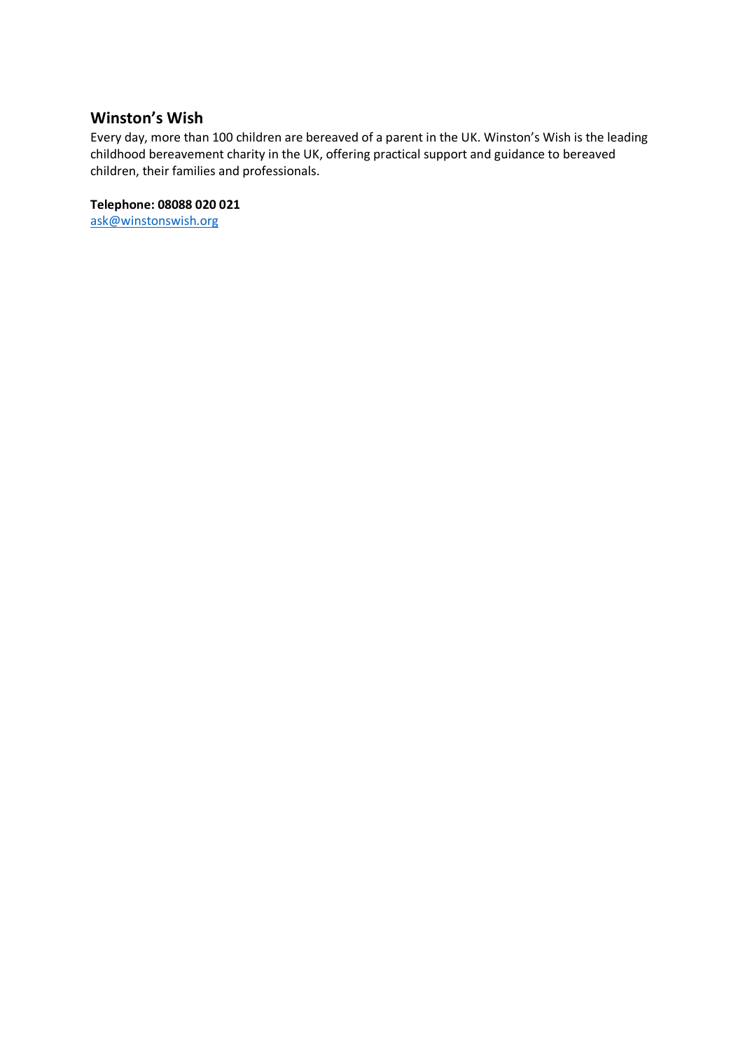## Winston's Wish

Every day, more than 100 children are bereaved of a parent in the UK. Winston's Wish is the leading childhood bereavement charity in the UK, offering practical support and guidance to bereaved children, their families and professionals.

**Telephone: 08088 020 021**

ask@winstonswish.org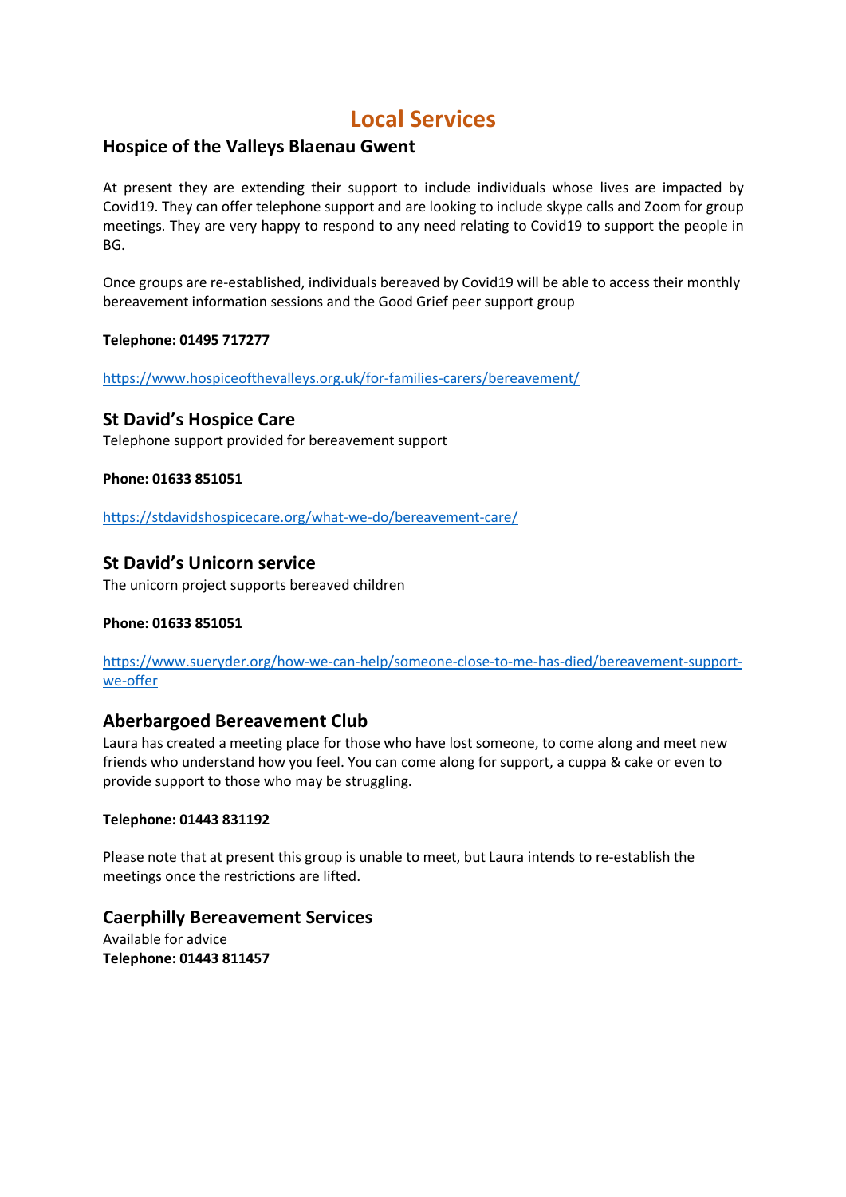# Local Services

## Hospice of the Valleys Blaenau Gwent

At present they are extending their support to include individuals whose lives are impacted by Covid19. They can offer telephone support and are looking to include skype calls and Zoom for group meetings. They are very happy to respond to any need relating to Covid19 to support the people in BG.

Once groups are re-established, individuals bereaved by Covid19 will be able to access their monthly bereavement information sessions and the Good Grief peer support group

**Telephone: 01495 717277**

https://www.hospiceofthevalleys.org.uk/for-families-carers/bereavement/

## St David's Hospice Care

Telephone support provided for bereavement support

**Phone: 01633 851051**

https://stdavidshospicecare.org/what-we-do/bereavement-care/

## St David's Unicorn service

The unicorn project supports bereaved children

**Phone: 01633 851051**

https://www.sueryder.org/how-we-can-help/someone-close-to-me-has-died/bereavement-support-we-offer

## Aberbargoed Bereavement Club

Laura has created a meeting place for those who have lost someone, to come along and meet new friends who understand how you feel. You can come along for support, a cuppa & cake or even to provide support to those who may be struggling.

**Telephone: 01443 831192**

Please note that at present this group is unable to meet, but Laura intends to re-establish the meetings once the restrictions are lifted.

## Caerphilly Bereavement Services

Available for advice
**Telephone: 01443 811457**